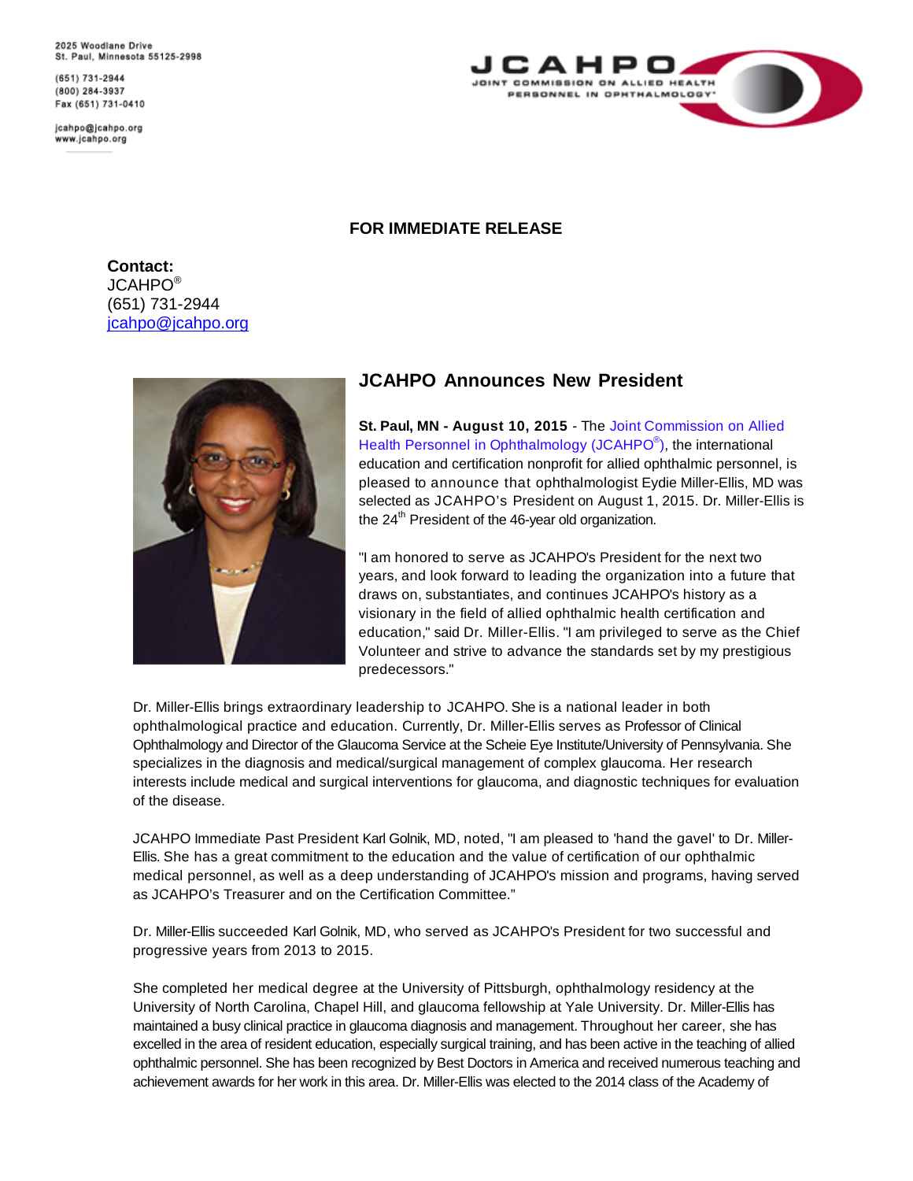2025 Woodlane Drive
St. Paul, Minnesota 55125-2998

(651) 731-2944
(800) 284-3937
Fax (651) 731-0410

jcahpo@jcahpo.org
www.jcahpo.org

JCAHPO
JOINT COMMISSION ON ALLIED HEALTH PERSONNEL IN OPHTHALMOLOGY®

**FOR IMMEDIATE RELEASE**

**Contact:**
JCAHPO®
(651) 731-2944
jcahpo@jcahpo.org

## JCAHPO Announces New President

**St. Paul, MN - August 10, 2015** - The Joint Commission on Allied Health Personnel in Ophthalmology (JCAHPO®), the international education and certification nonprofit for allied ophthalmic personnel, is pleased to announce that ophthalmologist Eydie Miller-Ellis, MD was selected as JCAHPO's President on August 1, 2015. Dr. Miller-Ellis is the 24th President of the 46-year old organization.

"I am honored to serve as JCAHPO's President for the next two years, and look forward to leading the organization into a future that draws on, substantiates, and continues JCAHPO's history as a visionary in the field of allied ophthalmic health certification and education," said Dr. Miller-Ellis. "I am privileged to serve as the Chief Volunteer and strive to advance the standards set by my prestigious predecessors."

Dr. Miller-Ellis brings extraordinary leadership to JCAHPO. She is a national leader in both ophthalmological practice and education. Currently, Dr. Miller-Ellis serves as Professor of Clinical Ophthalmology and Director of the Glaucoma Service at the Scheie Eye Institute/University of Pennsylvania. She specializes in the diagnosis and medical/surgical management of complex glaucoma. Her research interests include medical and surgical interventions for glaucoma, and diagnostic techniques for evaluation of the disease.

JCAHPO Immediate Past President Karl Golnik, MD, noted, "I am pleased to 'hand the gavel' to Dr. Miller-Ellis. She has a great commitment to the education and the value of certification of our ophthalmic medical personnel, as well as a deep understanding of JCAHPO's mission and programs, having served as JCAHPO's Treasurer and on the Certification Committee."

Dr. Miller-Ellis succeeded Karl Golnik, MD, who served as JCAHPO's President for two successful and progressive years from 2013 to 2015.

She completed her medical degree at the University of Pittsburgh, ophthalmology residency at the University of North Carolina, Chapel Hill, and glaucoma fellowship at Yale University. Dr. Miller-Ellis has maintained a busy clinical practice in glaucoma diagnosis and management. Throughout her career, she has excelled in the area of resident education, especially surgical training, and has been active in the teaching of allied ophthalmic personnel. She has been recognized by Best Doctors in America and received numerous teaching and achievement awards for her work in this area. Dr. Miller-Ellis was elected to the 2014 class of the Academy of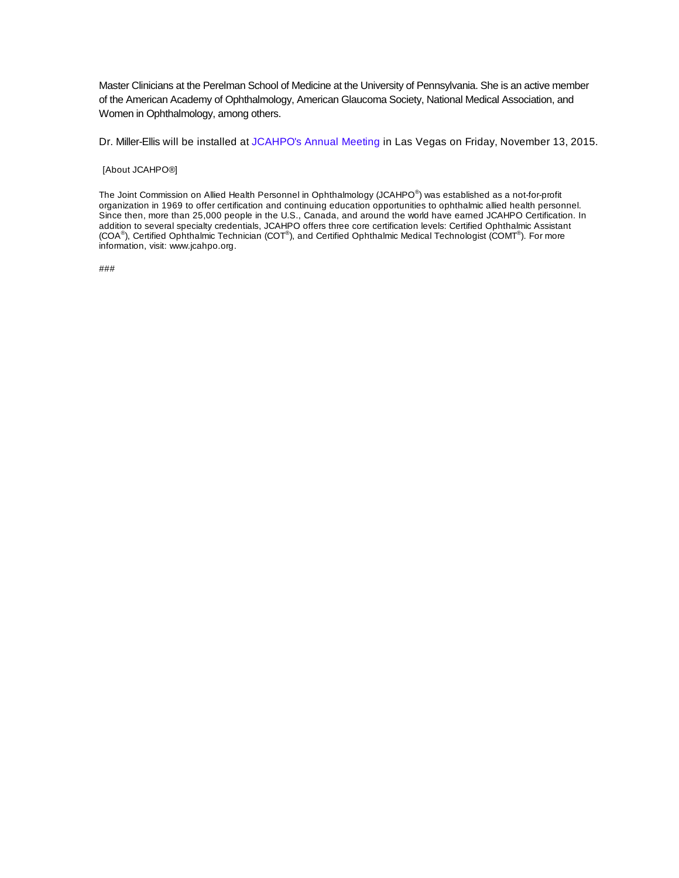Master Clinicians at the Perelman School of Medicine at the University of Pennsylvania. She is an active member of the American Academy of Ophthalmology, American Glaucoma Society, National Medical Association, and Women in Ophthalmology, among others.

Dr. Miller-Ellis will be installed at JCAHPO's Annual Meeting in Las Vegas on Friday, November 13, 2015.

[About JCAHPO®]

The Joint Commission on Allied Health Personnel in Ophthalmology (JCAHPO®) was established as a not-for-profit organization in 1969 to offer certification and continuing education opportunities to ophthalmic allied health personnel. Since then, more than 25,000 people in the U.S., Canada, and around the world have earned JCAHPO Certification. In addition to several specialty credentials, JCAHPO offers three core certification levels: Certified Ophthalmic Assistant (COA®), Certified Ophthalmic Technician (COT®), and Certified Ophthalmic Medical Technologist (COMT®). For more information, visit: www.jcahpo.org.

###